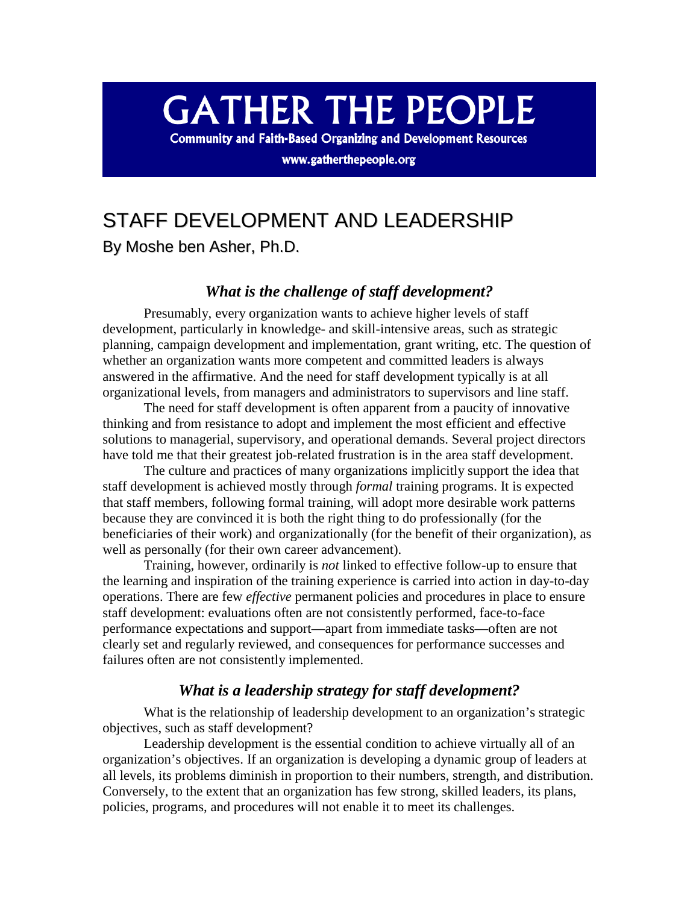# GATHER THE PEOPLE

**Community and Faith-Based Organizing and Development Resources**

**www.gatherthepeople.org**

# STAFF DEVELOPMENT AND LEADERSHIP

By Moshe ben Asher, Ph.D.

## *What is the challenge of staff development?*

Presumably, every organization wants to achieve higher levels of staff development, particularly in knowledge- and skill-intensive areas, such as strategic planning, campaign development and implementation, grant writing, etc. The question of whether an organization wants more competent and committed leaders is always answered in the affirmative. And the need for staff development typically is at all organizational levels, from managers and administrators to supervisors and line staff.

The need for staff development is often apparent from a paucity of innovative thinking and from resistance to adopt and implement the most efficient and effective solutions to managerial, supervisory, and operational demands. Several project directors have told me that their greatest job-related frustration is in the area staff development.

The culture and practices of many organizations implicitly support the idea that staff development is achieved mostly through *formal* training programs. It is expected that staff members, following formal training, will adopt more desirable work patterns because they are convinced it is both the right thing to do professionally (for the beneficiaries of their work) and organizationally (for the benefit of their organization), as well as personally (for their own career advancement).

Training, however, ordinarily is *not* linked to effective follow-up to ensure that the learning and inspiration of the training experience is carried into action in day-to-day operations. There are few *effective* permanent policies and procedures in place to ensure staff development: evaluations often are not consistently performed, face-to-face performance expectations and support—apart from immediate tasks—often are not clearly set and regularly reviewed, and consequences for performance successes and failures often are not consistently implemented.

## *What is a leadership strategy for staff development?*

What is the relationship of leadership development to an organization's strategic objectives, such as staff development?

Leadership development is the essential condition to achieve virtually all of an organization's objectives. If an organization is developing a dynamic group of leaders at all levels, its problems diminish in proportion to their numbers, strength, and distribution. Conversely, to the extent that an organization has few strong, skilled leaders, its plans, policies, programs, and procedures will not enable it to meet its challenges.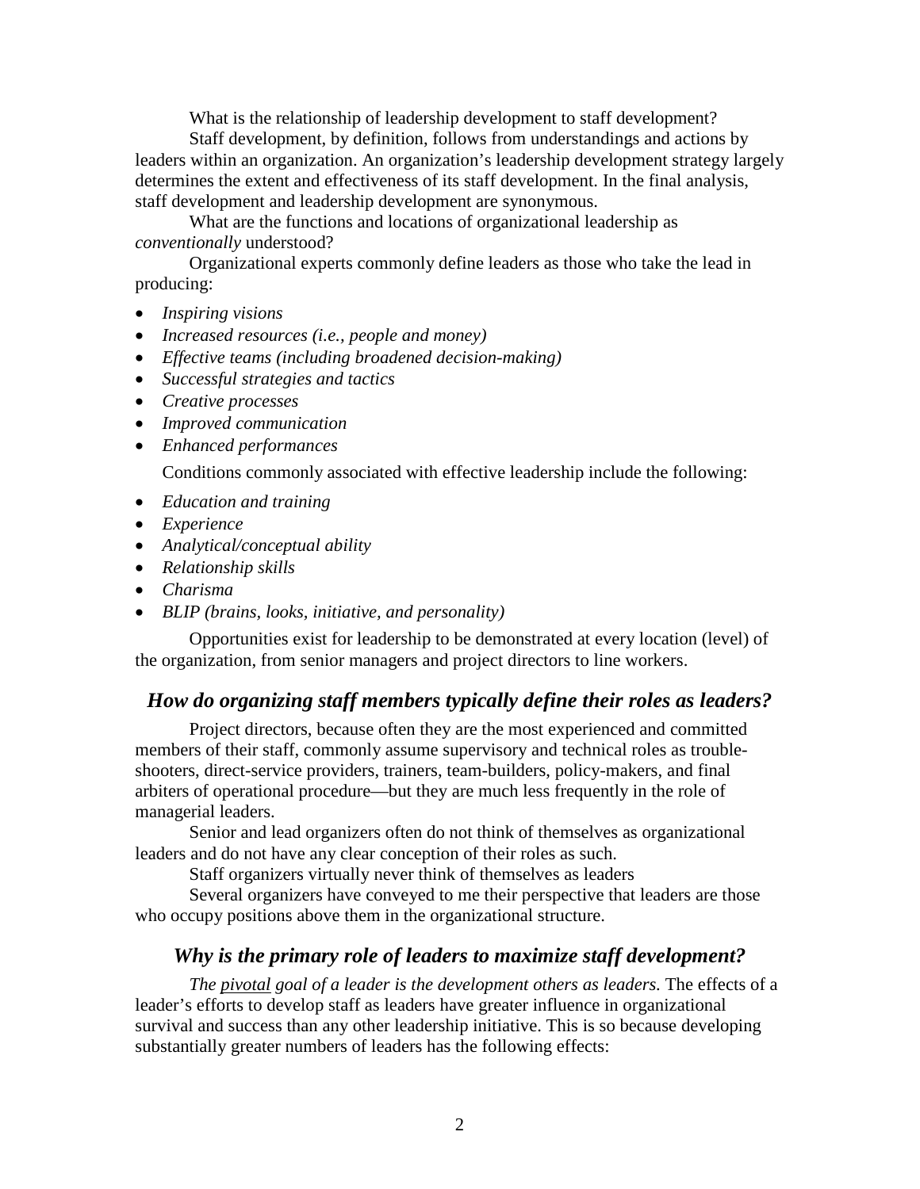What is the relationship of leadership development to staff development?

Staff development, by definition, follows from understandings and actions by leaders within an organization. An organization's leadership development strategy largely determines the extent and effectiveness of its staff development. In the final analysis, staff development and leadership development are synonymous.

What are the functions and locations of organizational leadership as *conventionally* understood?

Organizational experts commonly define leaders as those who take the lead in producing:

- *Inspiring visions*
- *Increased resources (i.e., people and money)*
- *Effective teams (including broadened decision-making)*
- *Successful strategies and tactics*
- *Creative processes*
- *Improved communication*
- *Enhanced performances*

Conditions commonly associated with effective leadership include the following:

- *Education and training*
- *Experience*
- *Analytical/conceptual ability*
- *Relationship skills*
- *Charisma*
- *BLIP (brains, looks, initiative, and personality)*

Opportunities exist for leadership to be demonstrated at every location (level) of the organization, from senior managers and project directors to line workers.

## *How do organizing staff members typically define their roles as leaders?*

Project directors, because often they are the most experienced and committed members of their staff, commonly assume supervisory and technical roles as trouble-shooters, direct-service providers, trainers, team-builders, policy-makers, and final arbiters of operational procedure—but they are much less frequently in the role of managerial leaders.

Senior and lead organizers often do not think of themselves as organizational leaders and do not have any clear conception of their roles as such.

Staff organizers virtually never think of themselves as leaders

Several organizers have conveyed to me their perspective that leaders are those who occupy positions above them in the organizational structure.

## *Why is the primary role of leaders to maximize staff development?*

*The pivotal goal of a leader is the development others as leaders.* The effects of a leader's efforts to develop staff as leaders have greater influence in organizational survival and success than any other leadership initiative. This is so because developing substantially greater numbers of leaders has the following effects: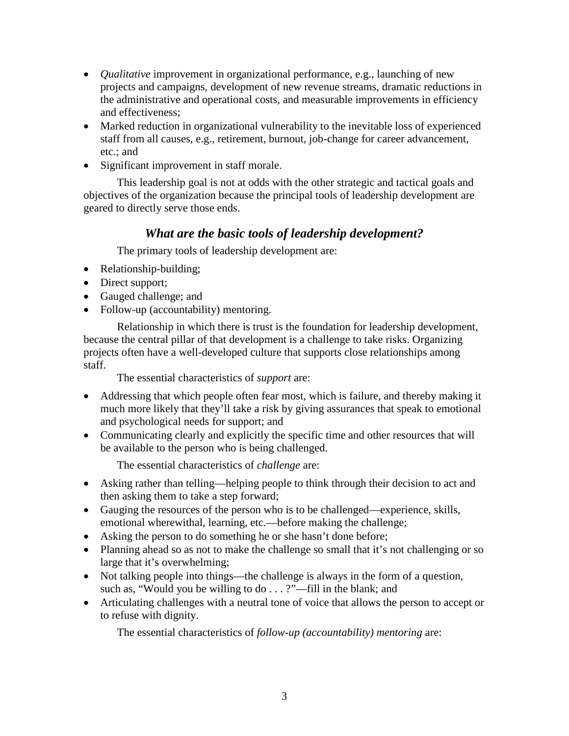- *Qualitative* improvement in organizational performance, e.g., launching of new projects and campaigns, development of new revenue streams, dramatic reductions in the administrative and operational costs, and measurable improvements in efficiency and effectiveness;
- Marked reduction in organizational vulnerability to the inevitable loss of experienced staff from all causes, e.g., retirement, burnout, job-change for career advancement, etc.; and
- Significant improvement in staff morale.

This leadership goal is not at odds with the other strategic and tactical goals and objectives of the organization because the principal tools of leadership development are geared to directly serve those ends.

### *What are the basic tools of leadership development?*

The primary tools of leadership development are:

- Relationship-building;
- Direct support;
- Gauged challenge; and
- Follow-up (accountability) mentoring.

Relationship in which there is trust is the foundation for leadership development, because the central pillar of that development is a challenge to take risks. Organizing projects often have a well-developed culture that supports close relationships among staff.

The essential characteristics of *support* are:

- Addressing that which people often fear most, which is failure, and thereby making it much more likely that they'll take a risk by giving assurances that speak to emotional and psychological needs for support; and
- Communicating clearly and explicitly the specific time and other resources that will be available to the person who is being challenged.

The essential characteristics of *challenge* are:

- Asking rather than telling—helping people to think through their decision to act and then asking them to take a step forward;
- Gauging the resources of the person who is to be challenged—experience, skills, emotional wherewithal, learning, etc.—before making the challenge;
- Asking the person to do something he or she hasn't done before;
- Planning ahead so as not to make the challenge so small that it's not challenging or so large that it's overwhelming;
- Not talking people into things—the challenge is always in the form of a question, such as, "Would you be willing to do . . . ?"—fill in the blank; and
- Articulating challenges with a neutral tone of voice that allows the person to accept or to refuse with dignity.

The essential characteristics of *follow-up (accountability) mentoring* are: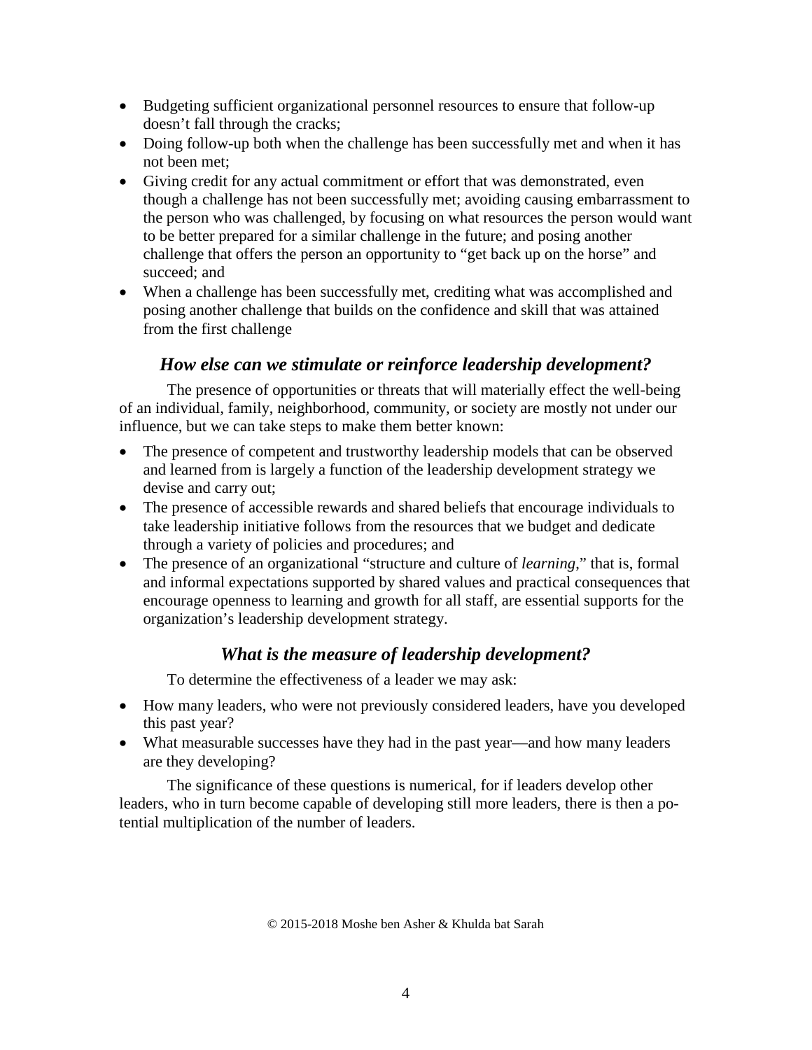- Budgeting sufficient organizational personnel resources to ensure that follow-up doesn't fall through the cracks;
- Doing follow-up both when the challenge has been successfully met and when it has not been met;
- Giving credit for any actual commitment or effort that was demonstrated, even though a challenge has not been successfully met; avoiding causing embarrassment to the person who was challenged, by focusing on what resources the person would want to be better prepared for a similar challenge in the future; and posing another challenge that offers the person an opportunity to "get back up on the horse" and succeed; and
- When a challenge has been successfully met, crediting what was accomplished and posing another challenge that builds on the confidence and skill that was attained from the first challenge

### *How else can we stimulate or reinforce leadership development?*

The presence of opportunities or threats that will materially effect the well-being of an individual, family, neighborhood, community, or society are mostly not under our influence, but we can take steps to make them better known:

- The presence of competent and trustworthy leadership models that can be observed and learned from is largely a function of the leadership development strategy we devise and carry out;
- The presence of accessible rewards and shared beliefs that encourage individuals to take leadership initiative follows from the resources that we budget and dedicate through a variety of policies and procedures; and
- The presence of an organizational "structure and culture of *learning*," that is, formal and informal expectations supported by shared values and practical consequences that encourage openness to learning and growth for all staff, are essential supports for the organization's leadership development strategy.

### *What is the measure of leadership development?*

To determine the effectiveness of a leader we may ask:

- How many leaders, who were not previously considered leaders, have you developed this past year?
- What measurable successes have they had in the past year—and how many leaders are they developing?

The significance of these questions is numerical, for if leaders develop other leaders, who in turn become capable of developing still more leaders, there is then a potential multiplication of the number of leaders.

© 2015-2018 Moshe ben Asher & Khulda bat Sarah